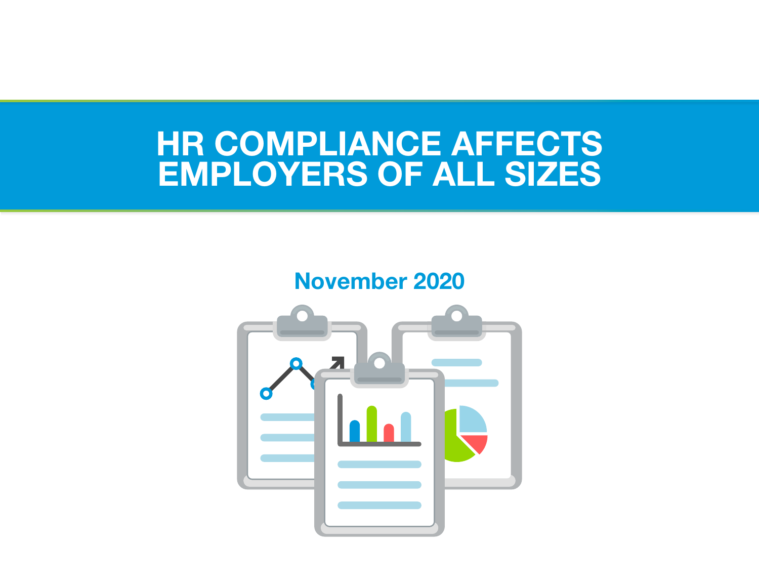# HR COMPLIANCE AFFECTS EMPLOYERS OF ALL SIZES

November 2020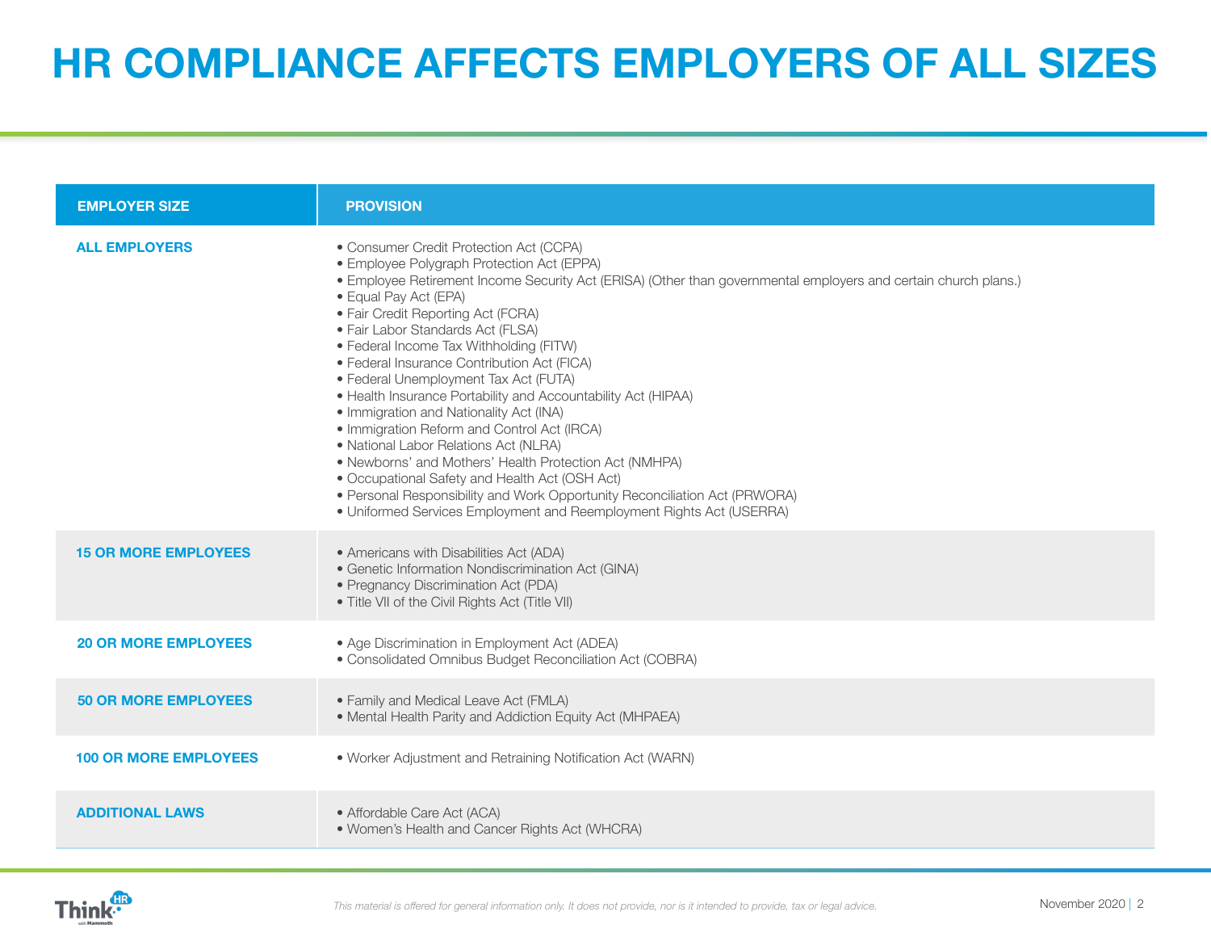# HR COMPLIANCE AFFECTS EMPLOYERS OF ALL SIZES

| EMPLOYER SIZE | PROVISION |
| --- | --- |
| ALL EMPLOYERS | • Consumer Credit Protection Act (CCPA)<br>• Employee Polygraph Protection Act (EPPA)<br>• Employee Retirement Income Security Act (ERISA) (Other than governmental employers and certain church plans.)<br>• Equal Pay Act (EPA)<br>• Fair Credit Reporting Act (FCRA)<br>• Fair Labor Standards Act (FLSA)<br>• Federal Income Tax Withholding (FITW)<br>• Federal Insurance Contribution Act (FICA)<br>• Federal Unemployment Tax Act (FUTA)<br>• Health Insurance Portability and Accountability Act (HIPAA)<br>• Immigration and Nationality Act (INA)<br>• Immigration Reform and Control Act (IRCA)<br>• National Labor Relations Act (NLRA)<br>• Newborns' and Mothers' Health Protection Act (NMHPA)<br>• Occupational Safety and Health Act (OSH Act)<br>• Personal Responsibility and Work Opportunity Reconciliation Act (PRWORA)<br>• Uniformed Services Employment and Reemployment Rights Act (USERRA) |
| 15 OR MORE EMPLOYEES | • Americans with Disabilities Act (ADA)<br>• Genetic Information Nondiscrimination Act (GINA)<br>• Pregnancy Discrimination Act (PDA)<br>• Title VII of the Civil Rights Act (Title VII) |
| 20 OR MORE EMPLOYEES | • Age Discrimination in Employment Act (ADEA)<br>• Consolidated Omnibus Budget Reconciliation Act (COBRA) |
| 50 OR MORE EMPLOYEES | • Family and Medical Leave Act (FMLA)<br>• Mental Health Parity and Addiction Equity Act (MHPAEA) |
| 100 OR MORE EMPLOYEES | • Worker Adjustment and Retraining Notification Act (WARN) |
| ADDITIONAL LAWS | • Affordable Care Act (ACA)<br>• Women's Health and Cancer Rights Act (WHCRA) |

*This material is offered for general information only. It does not provide, nor is it intended to provide, tax or legal advice.*

November 2020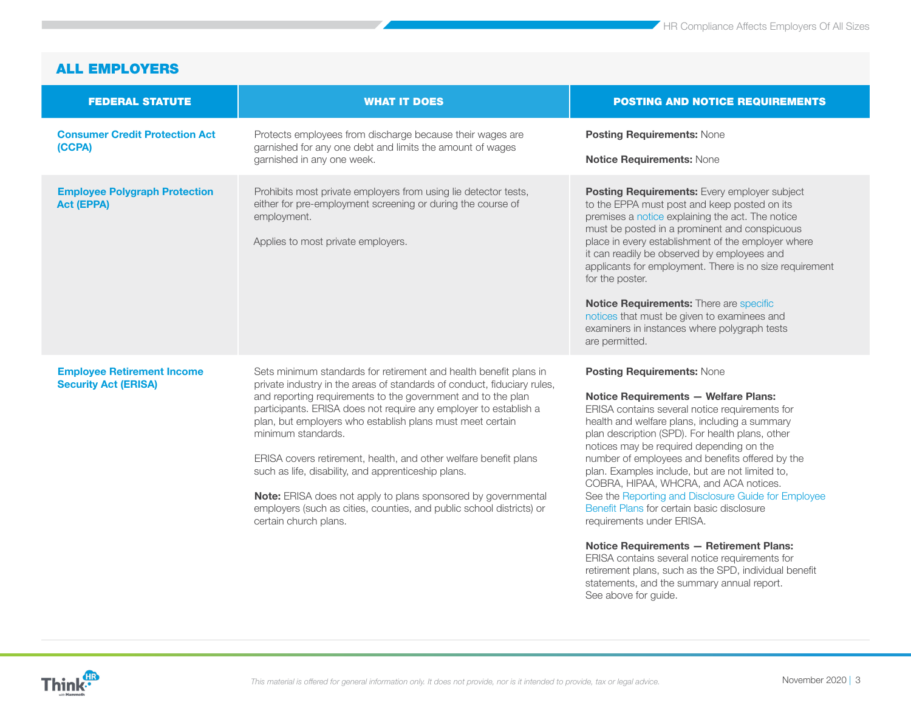## ALL EMPLOYERS

| FEDERAL STATUTE | WHAT IT DOES | POSTING AND NOTICE REQUIREMENTS |
|---|---|---|
| **Consumer Credit Protection Act (CCPA)** | Protects employees from discharge because their wages are garnished for any one debt and limits the amount of wages garnished in any one week. | **Posting Requirements:** None<br><br>**Notice Requirements:** None |
| **Employee Polygraph Protection Act (EPPA)** | Prohibits most private employers from using lie detector tests, either for pre-employment screening or during the course of employment.<br><br>Applies to most private employers. | **Posting Requirements:** Every employer subject to the EPPA must post and keep posted on its premises a notice explaining the act. The notice must be posted in a prominent and conspicuous place in every establishment of the employer where it can readily be observed by employees and applicants for employment. There is no size requirement for the poster.<br><br>**Notice Requirements:** There are specific notices that must be given to examinees and examiners in instances where polygraph tests are permitted. |
| **Employee Retirement Income Security Act (ERISA)** | Sets minimum standards for retirement and health benefit plans in private industry in the areas of standards of conduct, fiduciary rules, and reporting requirements to the government and to the plan participants. ERISA does not require any employer to establish a plan, but employers who establish plans must meet certain minimum standards.<br><br>ERISA covers retirement, health, and other welfare benefit plans such as life, disability, and apprenticeship plans.<br><br>**Note:** ERISA does not apply to plans sponsored by governmental employers (such as cities, counties, and public school districts) or certain church plans. | **Posting Requirements:** None<br><br>**Notice Requirements — Welfare Plans:** ERISA contains several notice requirements for health and welfare plans, including a summary plan description (SPD). For health plans, other notices may be required depending on the number of employees and benefits offered by the plan. Examples include, but are not limited to, COBRA, HIPAA, WHCRA, and ACA notices. See the Reporting and Disclosure Guide for Employee Benefit Plans for certain basic disclosure requirements under ERISA.<br><br>**Notice Requirements — Retirement Plans:** ERISA contains several notice requirements for retirement plans, such as the SPD, individual benefit statements, and the summary annual report. See above for guide. |

*This material is offered for general information only. It does not provide, nor is it intended to provide, tax or legal advice.*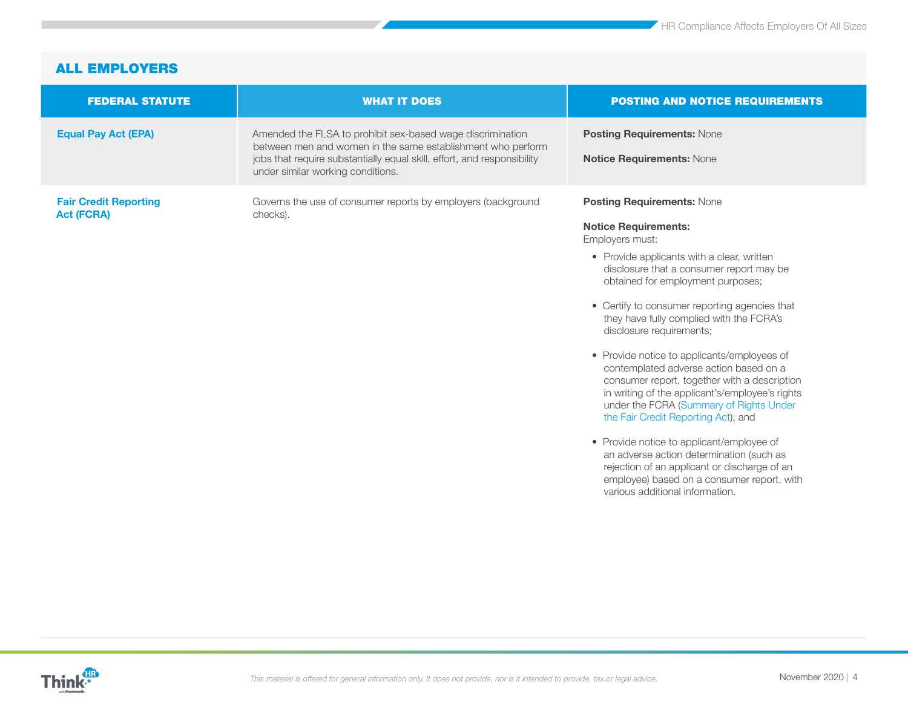## ALL EMPLOYERS

| FEDERAL STATUTE | WHAT IT DOES | POSTING AND NOTICE REQUIREMENTS |
|---|---|---|
| **Equal Pay Act (EPA)** | Amended the FLSA to prohibit sex-based wage discrimination between men and women in the same establishment who perform jobs that require substantially equal skill, effort, and responsibility under similar working conditions. | **Posting Requirements:** None<br><br>**Notice Requirements:** None |
| **Fair Credit Reporting Act (FCRA)** | Governs the use of consumer reports by employers (background checks). | **Posting Requirements:** None<br><br>**Notice Requirements:**<br>Employers must:<br>• Provide applicants with a clear, written disclosure that a consumer report may be obtained for employment purposes;<br>• Certify to consumer reporting agencies that they have fully complied with the FCRA's disclosure requirements;<br>• Provide notice to applicants/employees of contemplated adverse action based on a consumer report, together with a description in writing of the applicant's/employee's rights under the FCRA (Summary of Rights Under the Fair Credit Reporting Act); and<br>• Provide notice to applicant/employee of an adverse action determination (such as rejection of an applicant or discharge of an employee) based on a consumer report, with various additional information. |

*This material is offered for general information only. It does not provide, nor is it intended to provide, tax or legal advice.*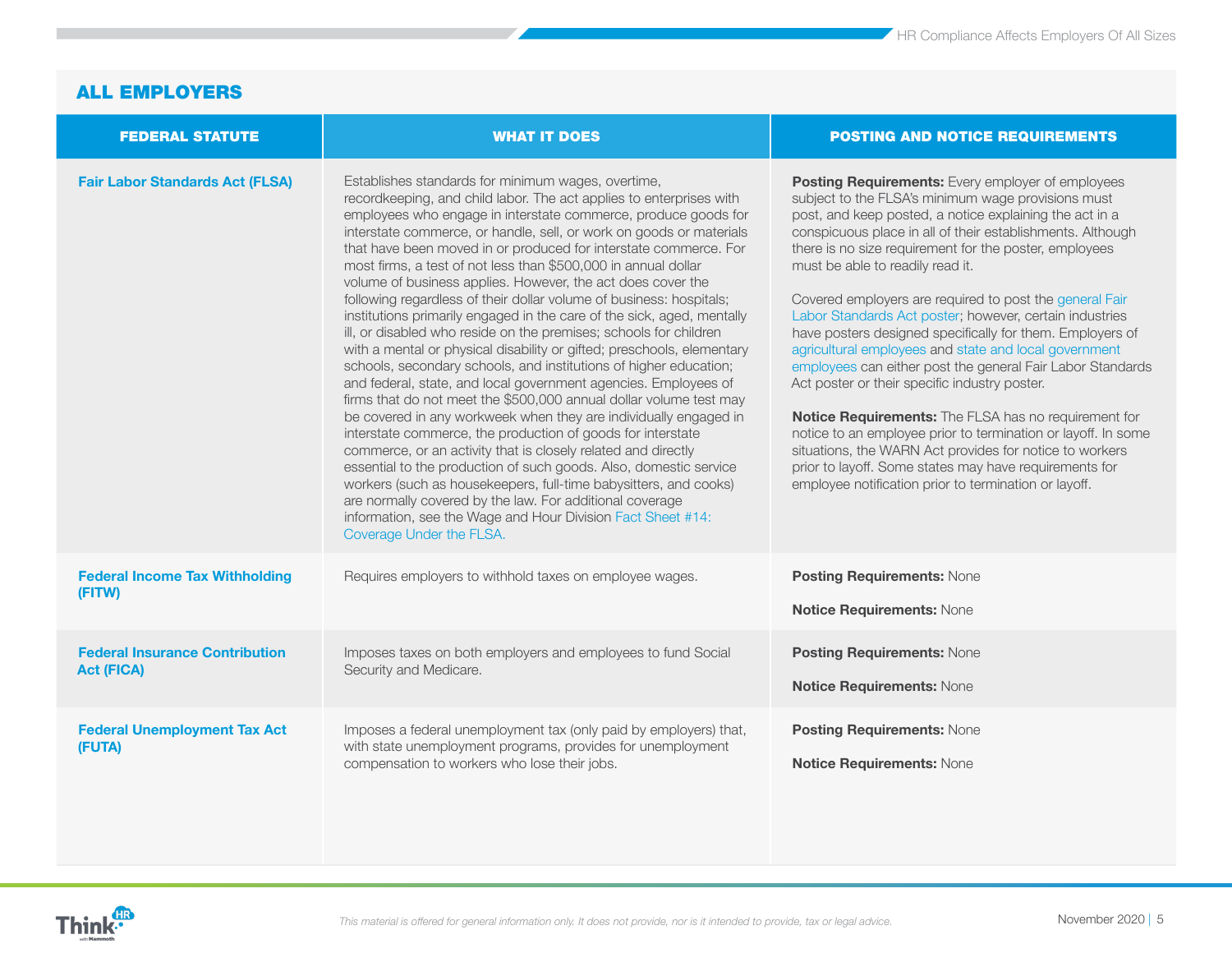## ALL EMPLOYERS

| FEDERAL STATUTE | WHAT IT DOES | POSTING AND NOTICE REQUIREMENTS |
|---|---|---|
| **Fair Labor Standards Act (FLSA)** | Establishes standards for minimum wages, overtime, recordkeeping, and child labor. The act applies to enterprises with employees who engage in interstate commerce, produce goods for interstate commerce, or handle, sell, or work on goods or materials that have been moved in or produced for interstate commerce. For most firms, a test of not less than $500,000 in annual dollar volume of business applies. However, the act does cover the following regardless of their dollar volume of business: hospitals; institutions primarily engaged in the care of the sick, aged, mentally ill, or disabled who reside on the premises; schools for children with a mental or physical disability or gifted; preschools, elementary schools, secondary schools, and institutions of higher education; and federal, state, and local government agencies. Employees of firms that do not meet the $500,000 annual dollar volume test may be covered in any workweek when they are individually engaged in interstate commerce, the production of goods for interstate commerce, or an activity that is closely related and directly essential to the production of such goods. Also, domestic service workers (such as housekeepers, full-time babysitters, and cooks) are normally covered by the law. For additional coverage information, see the Wage and Hour Division Fact Sheet #14: Coverage Under the FLSA. | **Posting Requirements:** Every employer of employees subject to the FLSA's minimum wage provisions must post, and keep posted, a notice explaining the act in a conspicuous place in all of their establishments. Although there is no size requirement for the poster, employees must be able to readily read it.<br><br>Covered employers are required to post the general Fair Labor Standards Act poster; however, certain industries have posters designed specifically for them. Employers of agricultural employees and state and local government employees can either post the general Fair Labor Standards Act poster or their specific industry poster.<br><br>**Notice Requirements:** The FLSA has no requirement for notice to an employee prior to termination or layoff. In some situations, the WARN Act provides for notice to workers prior to layoff. Some states may have requirements for employee notification prior to termination or layoff. |
| **Federal Income Tax Withholding (FITW)** | Requires employers to withhold taxes on employee wages. | **Posting Requirements:** None<br><br>**Notice Requirements:** None |
| **Federal Insurance Contribution Act (FICA)** | Imposes taxes on both employers and employees to fund Social Security and Medicare. | **Posting Requirements:** None<br><br>**Notice Requirements:** None |
| **Federal Unemployment Tax Act (FUTA)** | Imposes a federal unemployment tax (only paid by employers) that, with state unemployment programs, provides for unemployment compensation to workers who lose their jobs. | **Posting Requirements:** None<br><br>**Notice Requirements:** None |

*This material is offered for general information only. It does not provide, nor is it intended to provide, tax or legal advice.*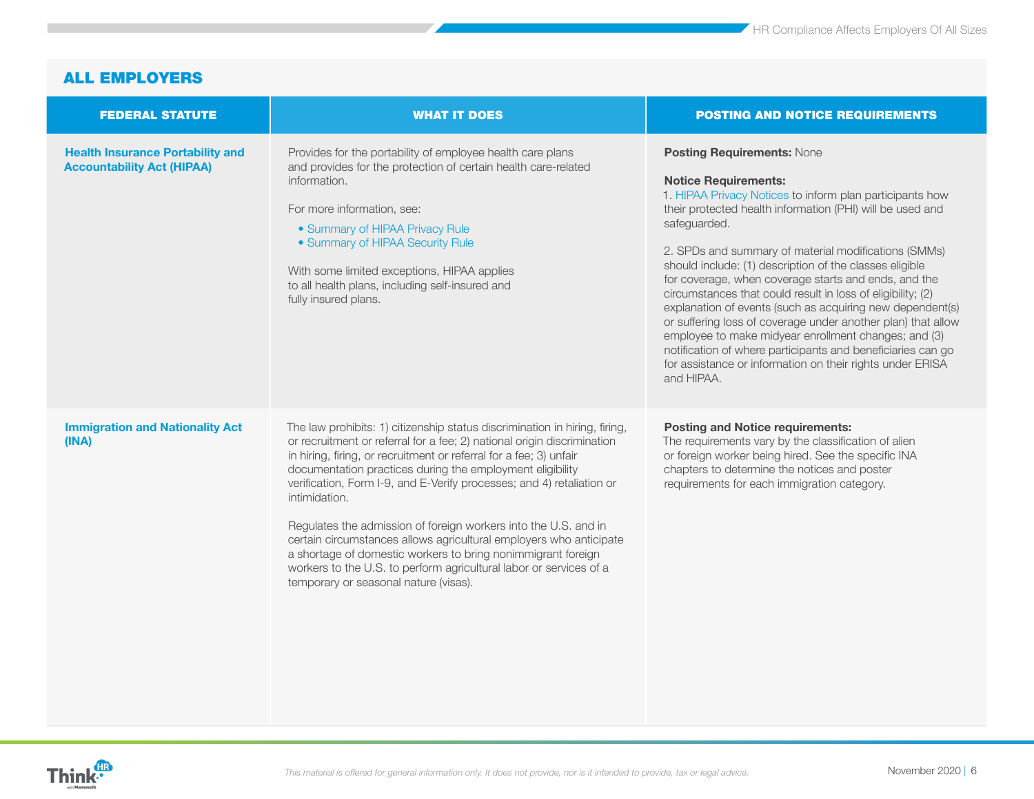## ALL EMPLOYERS

| FEDERAL STATUTE | WHAT IT DOES | POSTING AND NOTICE REQUIREMENTS |
|---|---|---|
| **Health Insurance Portability and Accountability Act (HIPAA)** | Provides for the portability of employee health care plans and provides for the protection of certain health care-related information.<br><br>For more information, see:<br>• Summary of HIPAA Privacy Rule<br>• Summary of HIPAA Security Rule<br><br>With some limited exceptions, HIPAA applies to all health plans, including self-insured and fully insured plans. | **Posting Requirements:** None<br><br>**Notice Requirements:**<br>1. HIPAA Privacy Notices to inform plan participants how their protected health information (PHI) will be used and safeguarded.<br><br>2. SPDs and summary of material modifications (SMMs) should include: (1) description of the classes eligible for coverage, when coverage starts and ends, and the circumstances that could result in loss of eligibility; (2) explanation of events (such as acquiring new dependent(s) or suffering loss of coverage under another plan) that allow employee to make midyear enrollment changes; and (3) notification of where participants and beneficiaries can go for assistance or information on their rights under ERISA and HIPAA. |
| **Immigration and Nationality Act (INA)** | The law prohibits: 1) citizenship status discrimination in hiring, firing, or recruitment or referral for a fee; 2) national origin discrimination in hiring, firing, or recruitment or referral for a fee; 3) unfair documentation practices during the employment eligibility verification, Form I-9, and E-Verify processes; and 4) retaliation or intimidation.<br><br>Regulates the admission of foreign workers into the U.S. and in certain circumstances allows agricultural employers who anticipate a shortage of domestic workers to bring nonimmigrant foreign workers to the U.S. to perform agricultural labor or services of a temporary or seasonal nature (visas). | **Posting and Notice requirements:**<br>The requirements vary by the classification of alien or foreign worker being hired. See the specific INA chapters to determine the notices and poster requirements for each immigration category. |

*This material is offered for general information only. It does not provide, nor is it intended to provide, tax or legal advice.*

November 2020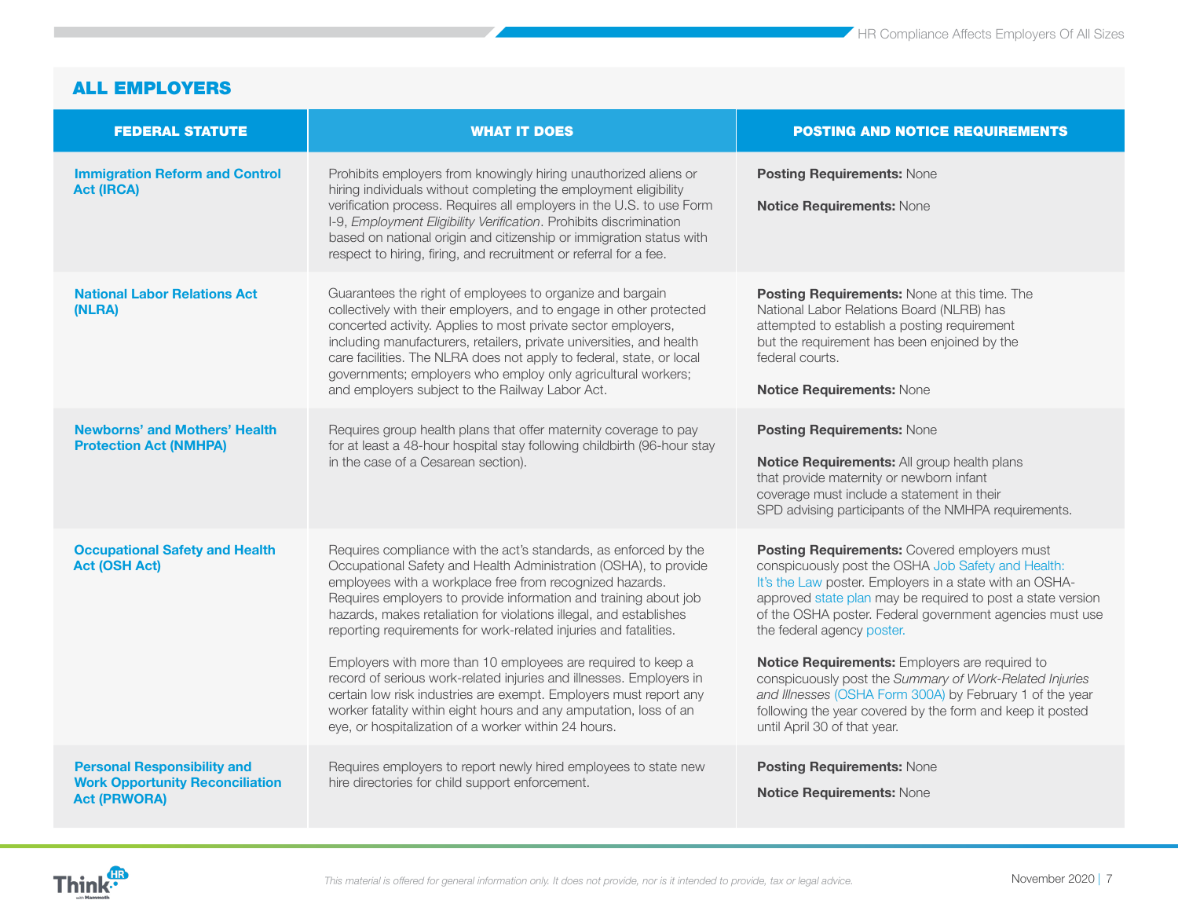## ALL EMPLOYERS

| FEDERAL STATUTE | WHAT IT DOES | POSTING AND NOTICE REQUIREMENTS |
|---|---|---|
| **Immigration Reform and Control Act (IRCA)** | Prohibits employers from knowingly hiring unauthorized aliens or hiring individuals without completing the employment eligibility verification process. Requires all employers in the U.S. to use Form I-9, *Employment Eligibility Verification*. Prohibits discrimination based on national origin and citizenship or immigration status with respect to hiring, firing, and recruitment or referral for a fee. | **Posting Requirements:** None<br><br>**Notice Requirements:** None |
| **National Labor Relations Act (NLRA)** | Guarantees the right of employees to organize and bargain collectively with their employers, and to engage in other protected concerted activity. Applies to most private sector employers, including manufacturers, retailers, private universities, and health care facilities. The NLRA does not apply to federal, state, or local governments; employers who employ only agricultural workers; and employers subject to the Railway Labor Act. | **Posting Requirements:** None at this time. The National Labor Relations Board (NLRB) has attempted to establish a posting requirement but the requirement has been enjoined by the federal courts.<br><br>**Notice Requirements:** None |
| **Newborns' and Mothers' Health Protection Act (NMHPA)** | Requires group health plans that offer maternity coverage to pay for at least a 48-hour hospital stay following childbirth (96-hour stay in the case of a Cesarean section). | **Posting Requirements:** None<br><br>**Notice Requirements:** All group health plans that provide maternity or newborn infant coverage must include a statement in their SPD advising participants of the NMHPA requirements. |
| **Occupational Safety and Health Act (OSH Act)** | Requires compliance with the act's standards, as enforced by the Occupational Safety and Health Administration (OSHA), to provide employees with a workplace free from recognized hazards. Requires employers to provide information and training about job hazards, makes retaliation for violations illegal, and establishes reporting requirements for work-related injuries and fatalities.<br><br>Employers with more than 10 employees are required to keep a record of serious work-related injuries and illnesses. Employers in certain low risk industries are exempt. Employers must report any worker fatality within eight hours and any amputation, loss of an eye, or hospitalization of a worker within 24 hours. | **Posting Requirements:** Covered employers must conspicuously post the OSHA Job Safety and Health: It's the Law poster. Employers in a state with an OSHA-approved state plan may be required to post a state version of the OSHA poster. Federal government agencies must use the federal agency poster.<br><br>**Notice Requirements:** Employers are required to conspicuously post the *Summary of Work-Related Injuries and Illnesses* (OSHA Form 300A) by February 1 of the year following the year covered by the form and keep it posted until April 30 of that year. |
| **Personal Responsibility and Work Opportunity Reconciliation Act (PRWORA)** | Requires employers to report newly hired employees to state new hire directories for child support enforcement. | **Posting Requirements:** None<br><br>**Notice Requirements:** None |

*This material is offered for general information only. It does not provide, nor is it intended to provide, tax or legal advice.*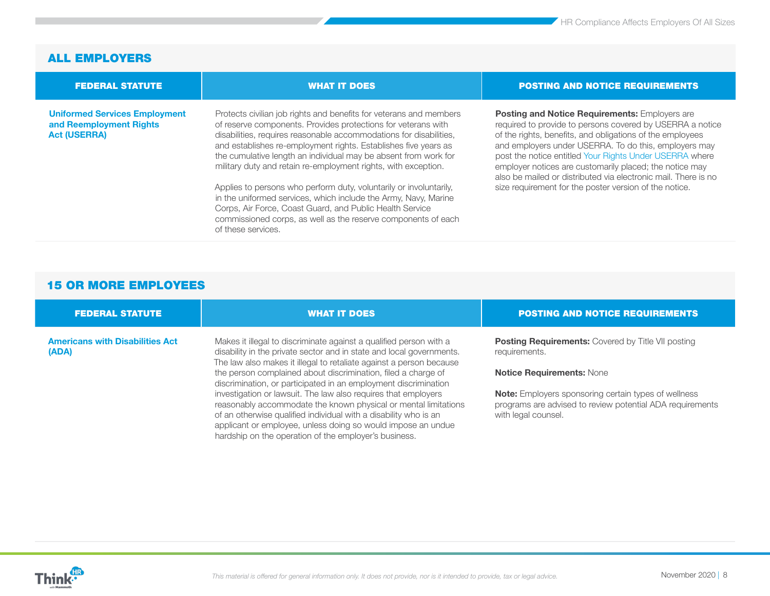## ALL EMPLOYERS

| FEDERAL STATUTE | WHAT IT DOES | POSTING AND NOTICE REQUIREMENTS |
|---|---|---|
| **Uniformed Services Employment and Reemployment Rights Act (USERRA)** | Protects civilian job rights and benefits for veterans and members of reserve components. Provides protections for veterans with disabilities, requires reasonable accommodations for disabilities, and establishes re-employment rights. Establishes five years as the cumulative length an individual may be absent from work for military duty and retain re-employment rights, with exception.<br><br>Applies to persons who perform duty, voluntarily or involuntarily, in the uniformed services, which include the Army, Navy, Marine Corps, Air Force, Coast Guard, and Public Health Service commissioned corps, as well as the reserve components of each of these services. | **Posting and Notice Requirements:** Employers are required to provide to persons covered by USERRA a notice of the rights, benefits, and obligations of the employees and employers under USERRA. To do this, employers may post the notice entitled Your Rights Under USERRA where employer notices are customarily placed; the notice may also be mailed or distributed via electronic mail. There is no size requirement for the poster version of the notice. |

## 15 OR MORE EMPLOYEES

| FEDERAL STATUTE | WHAT IT DOES | POSTING AND NOTICE REQUIREMENTS |
|---|---|---|
| **Americans with Disabilities Act (ADA)** | Makes it illegal to discriminate against a qualified person with a disability in the private sector and in state and local governments. The law also makes it illegal to retaliate against a person because the person complained about discrimination, filed a charge of discrimination, or participated in an employment discrimination investigation or lawsuit. The law also requires that employers reasonably accommodate the known physical or mental limitations of an otherwise qualified individual with a disability who is an applicant or employee, unless doing so would impose an undue hardship on the operation of the employer's business. | **Posting Requirements:** Covered by Title VII posting requirements.<br><br>**Notice Requirements:** None<br><br>**Note:** Employers sponsoring certain types of wellness programs are advised to review potential ADA requirements with legal counsel. |

*This material is offered for general information only. It does not provide, nor is it intended to provide, tax or legal advice.*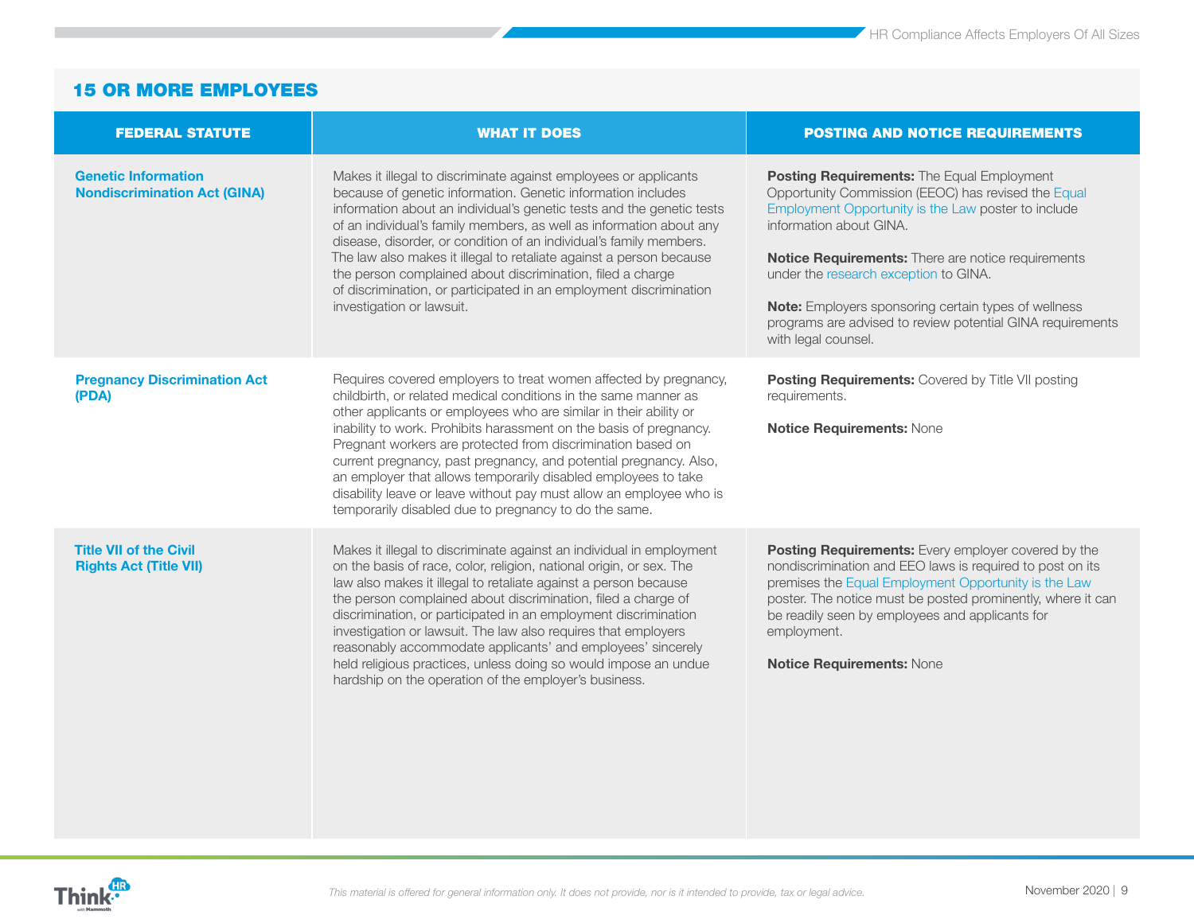## 15 OR MORE EMPLOYEES

| FEDERAL STATUTE | WHAT IT DOES | POSTING AND NOTICE REQUIREMENTS |
|---|---|---|
| **Genetic Information Nondiscrimination Act (GINA)** | Makes it illegal to discriminate against employees or applicants because of genetic information. Genetic information includes information about an individual's genetic tests and the genetic tests of an individual's family members, as well as information about any disease, disorder, or condition of an individual's family members. The law also makes it illegal to retaliate against a person because the person complained about discrimination, filed a charge of discrimination, or participated in an employment discrimination investigation or lawsuit. | **Posting Requirements:** The Equal Employment Opportunity Commission (EEOC) has revised the Equal Employment Opportunity is the Law poster to include information about GINA.<br><br>**Notice Requirements:** There are notice requirements under the research exception to GINA.<br><br>**Note:** Employers sponsoring certain types of wellness programs are advised to review potential GINA requirements with legal counsel. |
| **Pregnancy Discrimination Act (PDA)** | Requires covered employers to treat women affected by pregnancy, childbirth, or related medical conditions in the same manner as other applicants or employees who are similar in their ability or inability to work. Prohibits harassment on the basis of pregnancy. Pregnant workers are protected from discrimination based on current pregnancy, past pregnancy, and potential pregnancy. Also, an employer that allows temporarily disabled employees to take disability leave or leave without pay must allow an employee who is temporarily disabled due to pregnancy to do the same. | **Posting Requirements:** Covered by Title VII posting requirements.<br><br>**Notice Requirements:** None |
| **Title VII of the Civil Rights Act (Title VII)** | Makes it illegal to discriminate against an individual in employment on the basis of race, color, religion, national origin, or sex. The law also makes it illegal to retaliate against a person because the person complained about discrimination, filed a charge of discrimination, or participated in an employment discrimination investigation or lawsuit. The law also requires that employers reasonably accommodate applicants' and employees' sincerely held religious practices, unless doing so would impose an undue hardship on the operation of the employer's business. | **Posting Requirements:** Every employer covered by the nondiscrimination and EEO laws is required to post on its premises the Equal Employment Opportunity is the Law poster. The notice must be posted prominently, where it can be readily seen by employees and applicants for employment.<br><br>**Notice Requirements:** None |

*This material is offered for general information only. It does not provide, nor is it intended to provide, tax or legal advice.*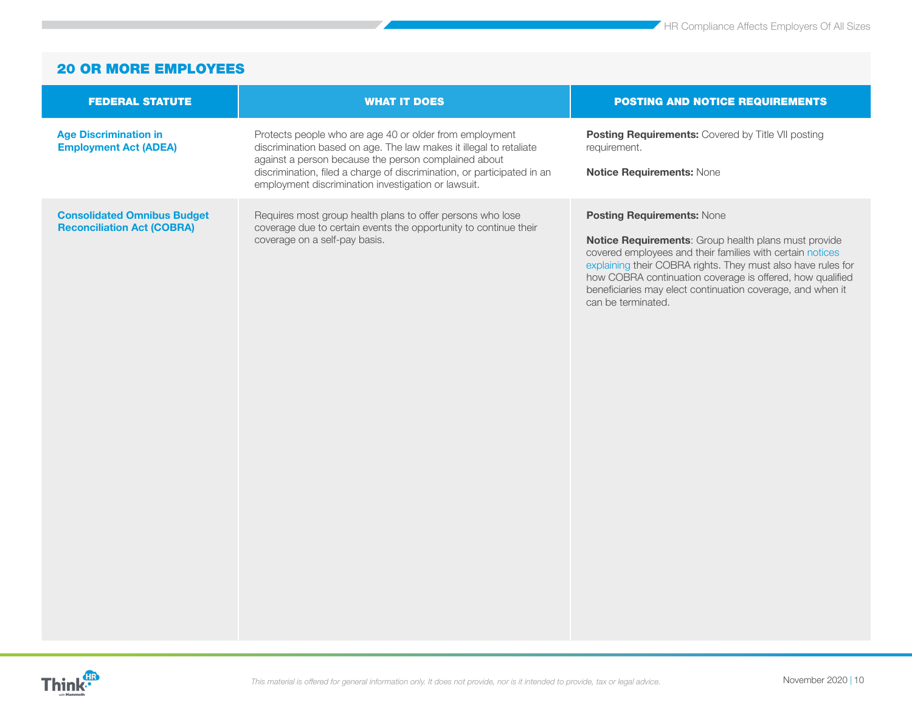## 20 OR MORE EMPLOYEES

| FEDERAL STATUTE | WHAT IT DOES | POSTING AND NOTICE REQUIREMENTS |
|---|---|---|
| **Age Discrimination in Employment Act (ADEA)** | Protects people who are age 40 or older from employment discrimination based on age. The law makes it illegal to retaliate against a person because the person complained about discrimination, filed a charge of discrimination, or participated in an employment discrimination investigation or lawsuit. | **Posting Requirements:** Covered by Title VII posting requirement.<br><br>**Notice Requirements:** None |
| **Consolidated Omnibus Budget Reconciliation Act (COBRA)** | Requires most group health plans to offer persons who lose coverage due to certain events the opportunity to continue their coverage on a self-pay basis. | **Posting Requirements:** None<br><br>**Notice Requirements**: Group health plans must provide covered employees and their families with certain notices explaining their COBRA rights. They must also have rules for how COBRA continuation coverage is offered, how qualified beneficiaries may elect continuation coverage, and when it can be terminated. |

*This material is offered for general information only. It does not provide, nor is it intended to provide, tax or legal advice.*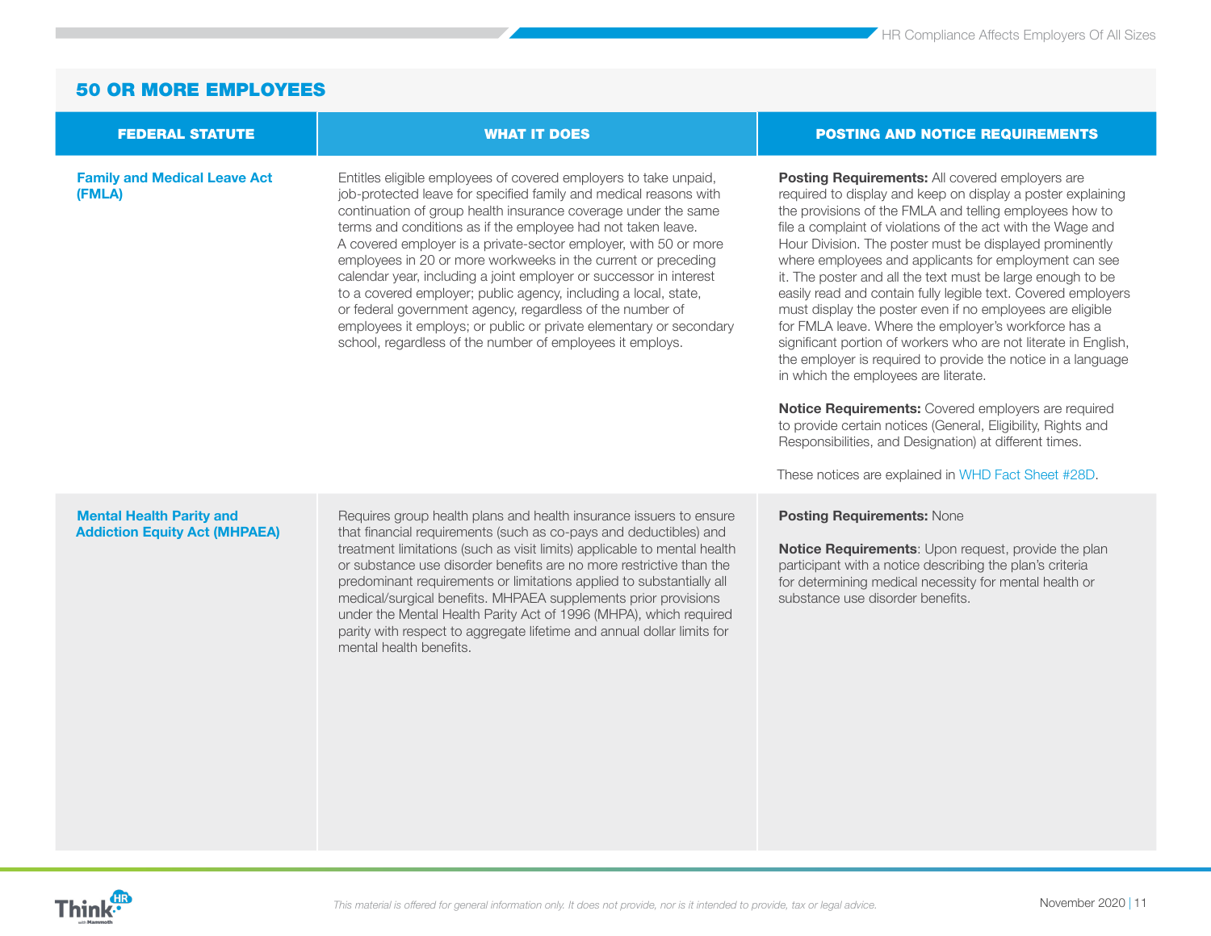## 50 OR MORE EMPLOYEES

| FEDERAL STATUTE | WHAT IT DOES | POSTING AND NOTICE REQUIREMENTS |
|---|---|---|
| **Family and Medical Leave Act (FMLA)** | Entitles eligible employees of covered employers to take unpaid, job-protected leave for specified family and medical reasons with continuation of group health insurance coverage under the same terms and conditions as if the employee had not taken leave. A covered employer is a private-sector employer, with 50 or more employees in 20 or more workweeks in the current or preceding calendar year, including a joint employer or successor in interest to a covered employer; public agency, including a local, state, or federal government agency, regardless of the number of employees it employs; or public or private elementary or secondary school, regardless of the number of employees it employs. | **Posting Requirements:** All covered employers are required to display and keep on display a poster explaining the provisions of the FMLA and telling employees how to file a complaint of violations of the act with the Wage and Hour Division. The poster must be displayed prominently where employees and applicants for employment can see it. The poster and all the text must be large enough to be easily read and contain fully legible text. Covered employers must display the poster even if no employees are eligible for FMLA leave. Where the employer's workforce has a significant portion of workers who are not literate in English, the employer is required to provide the notice in a language in which the employees are literate.<br><br>**Notice Requirements:** Covered employers are required to provide certain notices (General, Eligibility, Rights and Responsibilities, and Designation) at different times.<br><br>These notices are explained in WHD Fact Sheet #28D. |
| **Mental Health Parity and Addiction Equity Act (MHPAEA)** | Requires group health plans and health insurance issuers to ensure that financial requirements (such as co-pays and deductibles) and treatment limitations (such as visit limits) applicable to mental health or substance use disorder benefits are no more restrictive than the predominant requirements or limitations applied to substantially all medical/surgical benefits. MHPAEA supplements prior provisions under the Mental Health Parity Act of 1996 (MHPA), which required parity with respect to aggregate lifetime and annual dollar limits for mental health benefits. | **Posting Requirements:** None<br><br>**Notice Requirements**: Upon request, provide the plan participant with a notice describing the plan's criteria for determining medical necessity for mental health or substance use disorder benefits. |

*This material is offered for general information only. It does not provide, nor is it intended to provide, tax or legal advice.*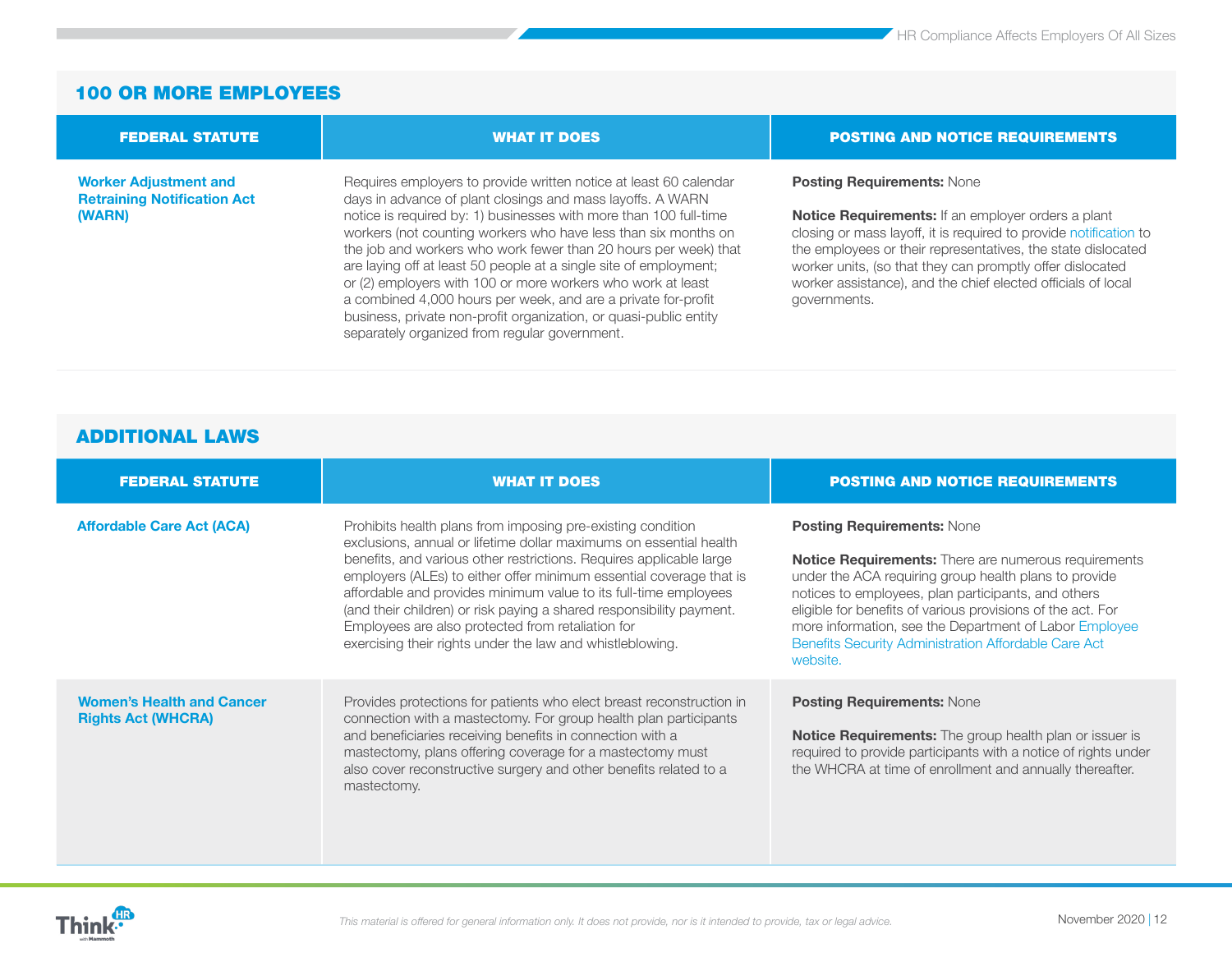## 100 OR MORE EMPLOYEES

| FEDERAL STATUTE | WHAT IT DOES | POSTING AND NOTICE REQUIREMENTS |
|---|---|---|
| **Worker Adjustment and Retraining Notification Act (WARN)** | Requires employers to provide written notice at least 60 calendar days in advance of plant closings and mass layoffs. A WARN notice is required by: 1) businesses with more than 100 full-time workers (not counting workers who have less than six months on the job and workers who work fewer than 20 hours per week) that are laying off at least 50 people at a single site of employment; or (2) employers with 100 or more workers who work at least a combined 4,000 hours per week, and are a private for-profit business, private non-profit organization, or quasi-public entity separately organized from regular government. | **Posting Requirements:** None<br><br>**Notice Requirements:** If an employer orders a plant closing or mass layoff, it is required to provide notification to the employees or their representatives, the state dislocated worker units, (so that they can promptly offer dislocated worker assistance), and the chief elected officials of local governments. |

## ADDITIONAL LAWS

| FEDERAL STATUTE | WHAT IT DOES | POSTING AND NOTICE REQUIREMENTS |
|---|---|---|
| **Affordable Care Act (ACA)** | Prohibits health plans from imposing pre-existing condition exclusions, annual or lifetime dollar maximums on essential health benefits, and various other restrictions. Requires applicable large employers (ALEs) to either offer minimum essential coverage that is affordable and provides minimum value to its full-time employees (and their children) or risk paying a shared responsibility payment. Employees are also protected from retaliation for exercising their rights under the law and whistleblowing. | **Posting Requirements:** None<br><br>**Notice Requirements:** There are numerous requirements under the ACA requiring group health plans to provide notices to employees, plan participants, and others eligible for benefits of various provisions of the act. For more information, see the Department of Labor Employee Benefits Security Administration Affordable Care Act website. |
| **Women's Health and Cancer Rights Act (WHCRA)** | Provides protections for patients who elect breast reconstruction in connection with a mastectomy. For group health plan participants and beneficiaries receiving benefits in connection with a mastectomy, plans offering coverage for a mastectomy must also cover reconstructive surgery and other benefits related to a mastectomy. | **Posting Requirements:** None<br><br>**Notice Requirements:** The group health plan or issuer is required to provide participants with a notice of rights under the WHCRA at time of enrollment and annually thereafter. |

*This material is offered for general information only. It does not provide, nor is it intended to provide, tax or legal advice.*